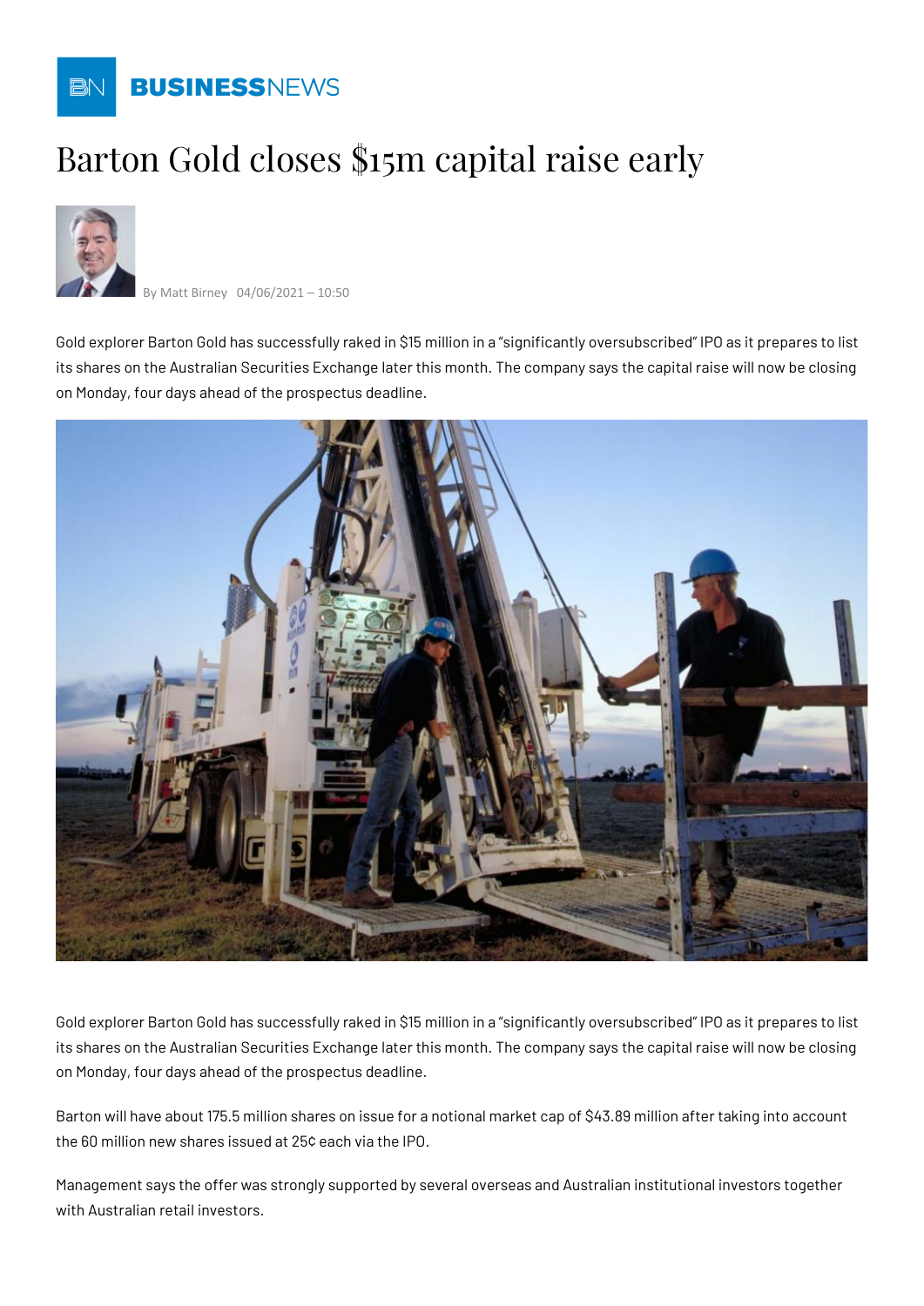# Barton Gold closes $15m capital raise early

By Matt Birney 04/06/2021 – 10:50

Gold explorer Barton Gold has successfully raked in $15 million in a "significantly oversubscribed" IPO as it prepares to list its shares on the Australian Securities Exchange later this month. The company says the capital raise will now be closing on Monday, four days ahead of the prospectus deadline.

Gold explorer Barton Gold has successfully raked in $15 million in a "significantly oversubscribed" IPO as it prepares to list its shares on the Australian Securities Exchange later this month. The company says the capital raise will now be closing on Monday, four days ahead of the prospectus deadline.

Barton will have about 175.5 million shares on issue for a notional market cap of $43.89 million after taking into account the 60 million new shares issued at 25¢ each via the IPO.

Management says the offer was strongly supported by several overseas and Australian institutional investors together with Australian retail investors.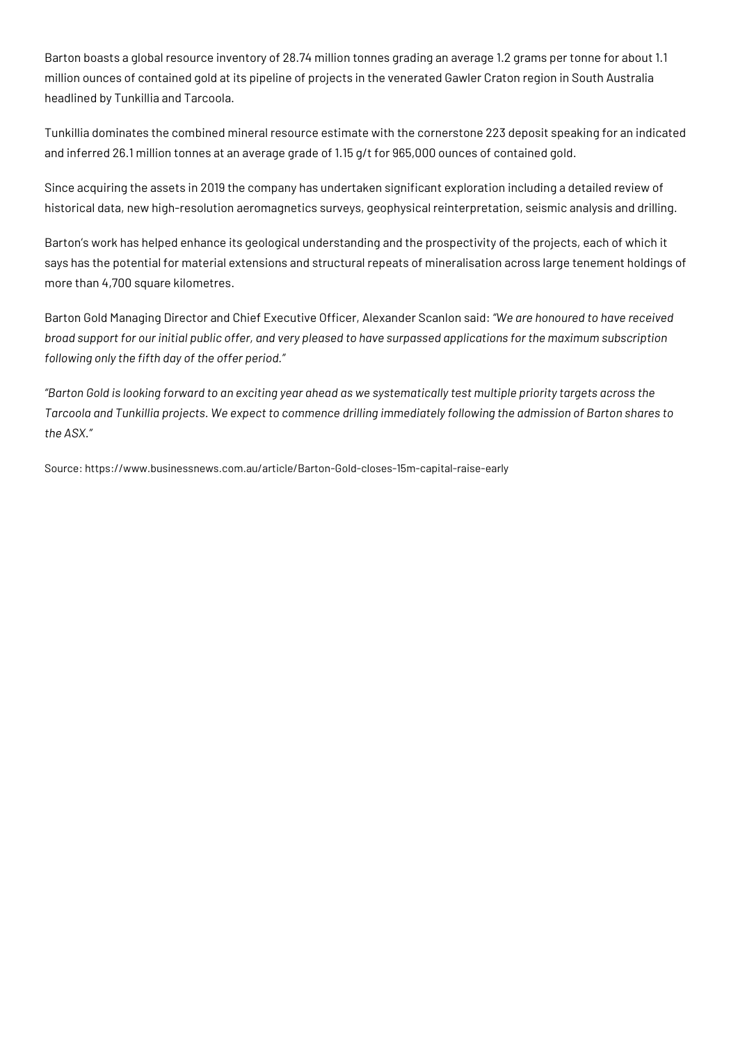Barton boasts a global resource inventory of 28.74 million tonnes grading an average 1.2 grams per tonne for about 1.1 million ounces of contained gold at its pipeline of projects in the venerated Gawler Craton region in South Australia headlined by Tunkillia and Tarcoola.

Tunkillia dominates the combined mineral resource estimate with the cornerstone 223 deposit speaking for an indicated and inferred 26.1 million tonnes at an average grade of 1.15 g/t for 965,000 ounces of contained gold.

Since acquiring the assets in 2019 the company has undertaken significant exploration including a detailed review of historical data, new high-resolution aeromagnetics surveys, geophysical reinterpretation, seismic analysis and drilling.

Barton's work has helped enhance its geological understanding and the prospectivity of the projects, each of which it says has the potential for material extensions and structural repeats of mineralisation across large tenement holdings of more than 4,700 square kilometres.

Barton Gold Managing Director and Chief Executive Officer, Alexander Scanlon said: *"We are honoured to have received broad support for our initial public offer, and very pleased to have surpassed applications for the maximum subscription following only the fifth day of the offer period."*

*"Barton Gold is looking forward to an exciting year ahead as we systematically test multiple priority targets across the Tarcoola and Tunkillia projects. We expect to commence drilling immediately following the admission of Barton shares to the ASX."*

Source: https://www.businessnews.com.au/article/Barton-Gold-closes-15m-capital-raise-early